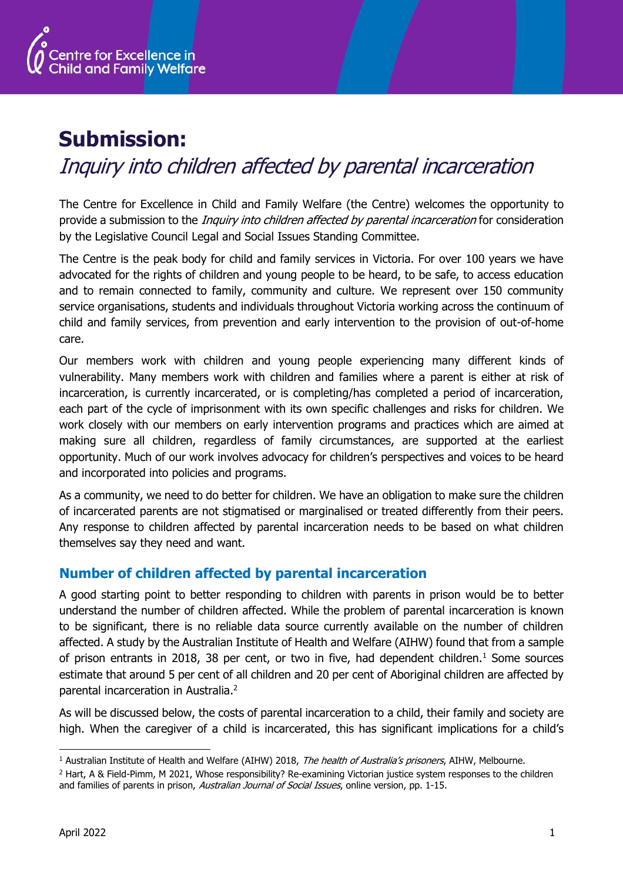Centre for Excellence in Child and Family Welfare

# Submission:

## *Inquiry into children affected by parental incarceration*

The Centre for Excellence in Child and Family Welfare (the Centre) welcomes the opportunity to provide a submission to the *Inquiry into children affected by parental incarceration* for consideration by the Legislative Council Legal and Social Issues Standing Committee.

The Centre is the peak body for child and family services in Victoria. For over 100 years we have advocated for the rights of children and young people to be heard, to be safe, to access education and to remain connected to family, community and culture. We represent over 150 community service organisations, students and individuals throughout Victoria working across the continuum of child and family services, from prevention and early intervention to the provision of out-of-home care.

Our members work with children and young people experiencing many different kinds of vulnerability. Many members work with children and families where a parent is either at risk of incarceration, is currently incarcerated, or is completing/has completed a period of incarceration, each part of the cycle of imprisonment with its own specific challenges and risks for children. We work closely with our members on early intervention programs and practices which are aimed at making sure all children, regardless of family circumstances, are supported at the earliest opportunity. Much of our work involves advocacy for children's perspectives and voices to be heard and incorporated into policies and programs.

As a community, we need to do better for children. We have an obligation to make sure the children of incarcerated parents are not stigmatised or marginalised or treated differently from their peers. Any response to children affected by parental incarceration needs to be based on what children themselves say they need and want.

### Number of children affected by parental incarceration

A good starting point to better responding to children with parents in prison would be to better understand the number of children affected. While the problem of parental incarceration is known to be significant, there is no reliable data source currently available on the number of children affected. A study by the Australian Institute of Health and Welfare (AIHW) found that from a sample of prison entrants in 2018, 38 per cent, or two in five, had dependent children.[1] Some sources estimate that around 5 per cent of all children and 20 per cent of Aboriginal children are affected by parental incarceration in Australia.[2]

As will be discussed below, the costs of parental incarceration to a child, their family and society are high. When the caregiver of a child is incarcerated, this has significant implications for a child's

[1] Australian Institute of Health and Welfare (AIHW) 2018, *The health of Australia's prisoners*, AIHW, Melbourne.

[2] Hart, A & Field-Pimm, M 2021, Whose responsibility? Re-examining Victorian justice system responses to the children and families of parents in prison, *Australian Journal of Social Issues*, online version, pp. 1-15.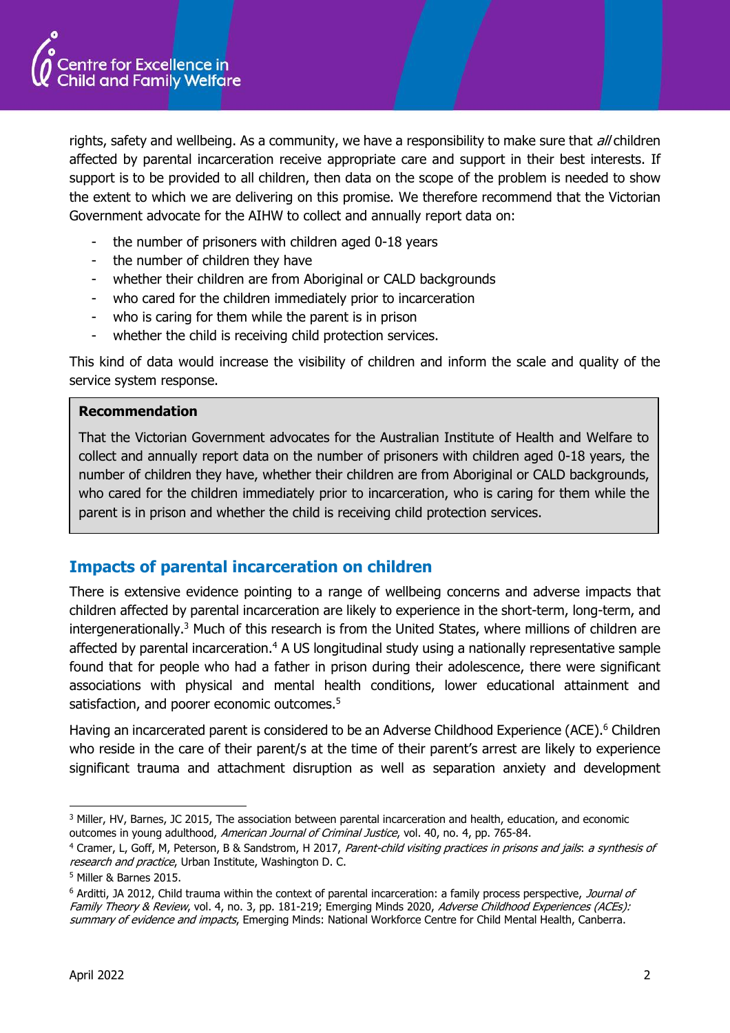rights, safety and wellbeing. As a community, we have a responsibility to make sure that *all* children affected by parental incarceration receive appropriate care and support in their best interests. If support is to be provided to all children, then data on the scope of the problem is needed to show the extent to which we are delivering on this promise. We therefore recommend that the Victorian Government advocate for the AIHW to collect and annually report data on:

- the number of prisoners with children aged 0-18 years
- the number of children they have
- whether their children are from Aboriginal or CALD backgrounds
- who cared for the children immediately prior to incarceration
- who is caring for them while the parent is in prison
- whether the child is receiving child protection services.

This kind of data would increase the visibility of children and inform the scale and quality of the service system response.

> **Recommendation**
>
> That the Victorian Government advocates for the Australian Institute of Health and Welfare to collect and annually report data on the number of prisoners with children aged 0-18 years, the number of children they have, whether their children are from Aboriginal or CALD backgrounds, who cared for the children immediately prior to incarceration, who is caring for them while the parent is in prison and whether the child is receiving child protection services.

## Impacts of parental incarceration on children

There is extensive evidence pointing to a range of wellbeing concerns and adverse impacts that children affected by parental incarceration are likely to experience in the short-term, long-term, and intergenerationally.[3] Much of this research is from the United States, where millions of children are affected by parental incarceration.[4] A US longitudinal study using a nationally representative sample found that for people who had a father in prison during their adolescence, there were significant associations with physical and mental health conditions, lower educational attainment and satisfaction, and poorer economic outcomes.[5]

Having an incarcerated parent is considered to be an Adverse Childhood Experience (ACE).[6] Children who reside in the care of their parent/s at the time of their parent's arrest are likely to experience significant trauma and attachment disruption as well as separation anxiety and development

---

[3] Miller, HV, Barnes, JC 2015, The association between parental incarceration and health, education, and economic outcomes in young adulthood, *American Journal of Criminal Justice*, vol. 40, no. 4, pp. 765-84.

[4] Cramer, L, Goff, M, Peterson, B & Sandstrom, H 2017, *Parent-child visiting practices in prisons and jails*: *a synthesis of research and practice*, Urban Institute, Washington D. C.

[5] Miller & Barnes 2015.

[6] Arditti, JA 2012, Child trauma within the context of parental incarceration: a family process perspective, *Journal of Family Theory & Review*, vol. 4, no. 3, pp. 181-219; Emerging Minds 2020, *Adverse Childhood Experiences (ACEs): summary of evidence and impacts*, Emerging Minds: National Workforce Centre for Child Mental Health, Canberra.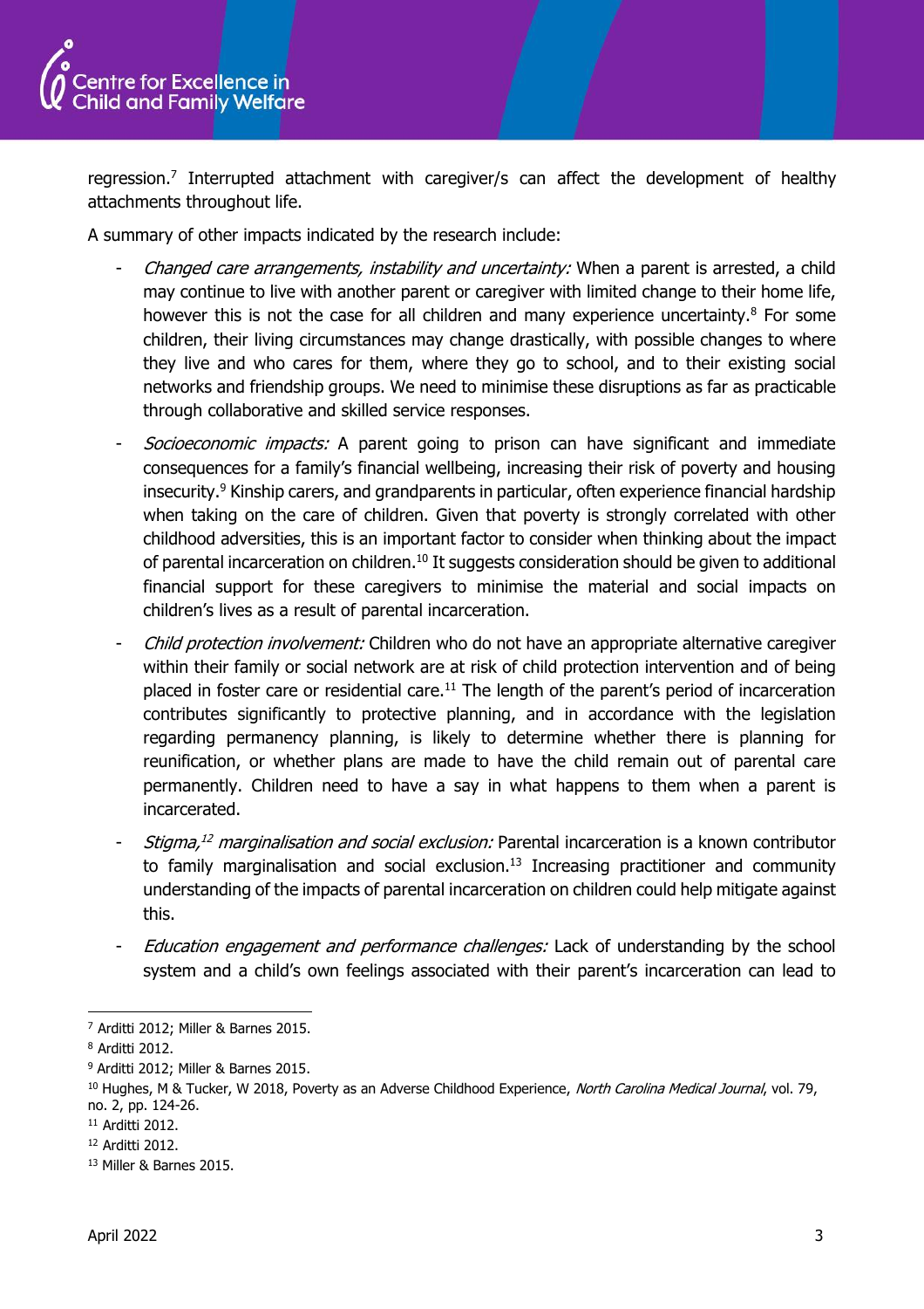regression.[7] Interrupted attachment with caregiver/s can affect the development of healthy attachments throughout life.

A summary of other impacts indicated by the research include:

- *Changed care arrangements, instability and uncertainty:* When a parent is arrested, a child may continue to live with another parent or caregiver with limited change to their home life, however this is not the case for all children and many experience uncertainty.[8] For some children, their living circumstances may change drastically, with possible changes to where they live and who cares for them, where they go to school, and to their existing social networks and friendship groups. We need to minimise these disruptions as far as practicable through collaborative and skilled service responses.
- *Socioeconomic impacts:* A parent going to prison can have significant and immediate consequences for a family's financial wellbeing, increasing their risk of poverty and housing insecurity.[9] Kinship carers, and grandparents in particular, often experience financial hardship when taking on the care of children. Given that poverty is strongly correlated with other childhood adversities, this is an important factor to consider when thinking about the impact of parental incarceration on children.[10] It suggests consideration should be given to additional financial support for these caregivers to minimise the material and social impacts on children's lives as a result of parental incarceration.
- *Child protection involvement:* Children who do not have an appropriate alternative caregiver within their family or social network are at risk of child protection intervention and of being placed in foster care or residential care.[11] The length of the parent's period of incarceration contributes significantly to protective planning, and in accordance with the legislation regarding permanency planning, is likely to determine whether there is planning for reunification, or whether plans are made to have the child remain out of parental care permanently. Children need to have a say in what happens to them when a parent is incarcerated.
- *Stigma,[12] marginalisation and social exclusion:* Parental incarceration is a known contributor to family marginalisation and social exclusion.[13] Increasing practitioner and community understanding of the impacts of parental incarceration on children could help mitigate against this.
- *Education engagement and performance challenges:* Lack of understanding by the school system and a child's own feelings associated with their parent's incarceration can lead to

---

[7] Arditti 2012; Miller & Barnes 2015.

[8] Arditti 2012.

[9] Arditti 2012; Miller & Barnes 2015.

[10] Hughes, M & Tucker, W 2018, Poverty as an Adverse Childhood Experience, *North Carolina Medical Journal*, vol. 79, no. 2, pp. 124-26.

[11] Arditti 2012.

[12] Arditti 2012.

[13] Miller & Barnes 2015.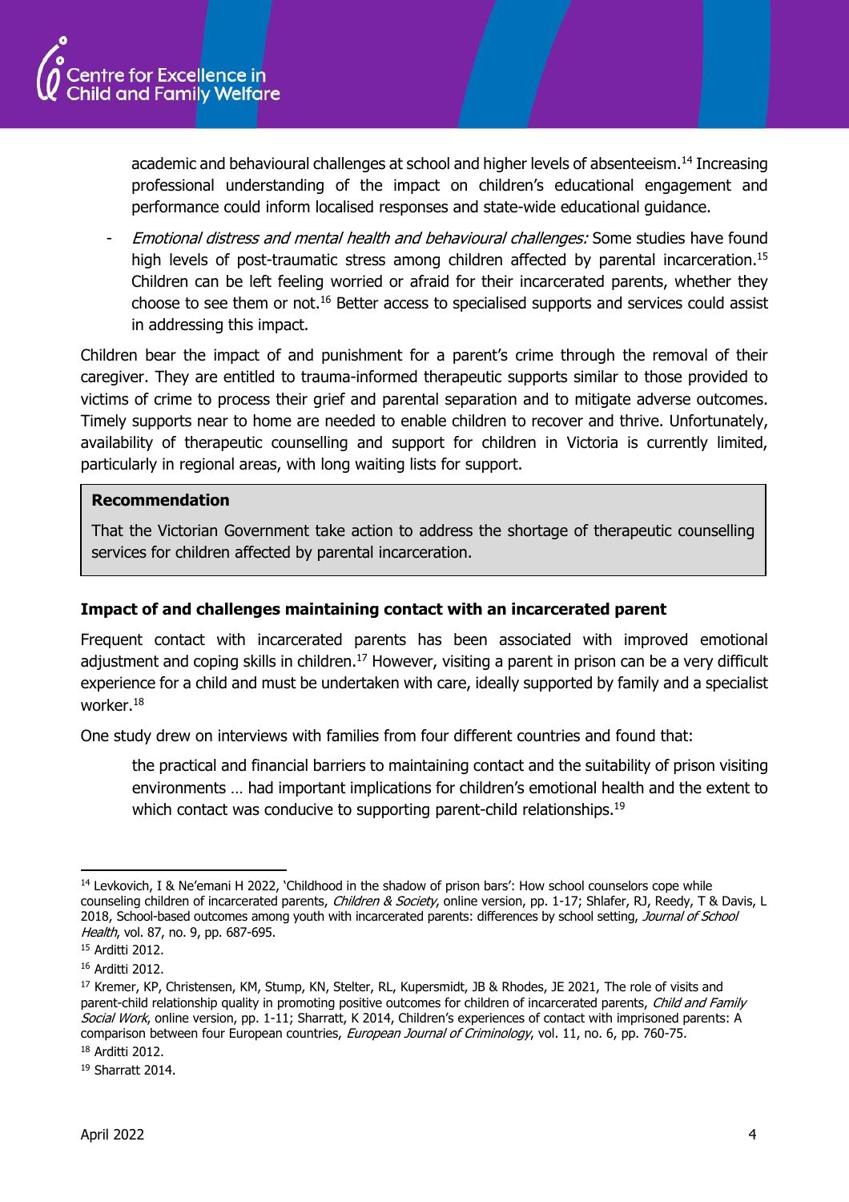academic and behavioural challenges at school and higher levels of absenteeism.[14] Increasing professional understanding of the impact on children's educational engagement and performance could inform localised responses and state-wide educational guidance.

- *Emotional distress and mental health and behavioural challenges:* Some studies have found high levels of post-traumatic stress among children affected by parental incarceration.[15] Children can be left feeling worried or afraid for their incarcerated parents, whether they choose to see them or not.[16] Better access to specialised supports and services could assist in addressing this impact.

Children bear the impact of and punishment for a parent's crime through the removal of their caregiver. They are entitled to trauma-informed therapeutic supports similar to those provided to victims of crime to process their grief and parental separation and to mitigate adverse outcomes. Timely supports near to home are needed to enable children to recover and thrive. Unfortunately, availability of therapeutic counselling and support for children in Victoria is currently limited, particularly in regional areas, with long waiting lists for support.

> **Recommendation**
>
> That the Victorian Government take action to address the shortage of therapeutic counselling services for children affected by parental incarceration.

### Impact of and challenges maintaining contact with an incarcerated parent

Frequent contact with incarcerated parents has been associated with improved emotional adjustment and coping skills in children.[17] However, visiting a parent in prison can be a very difficult experience for a child and must be undertaken with care, ideally supported by family and a specialist worker.[18]

One study drew on interviews with families from four different countries and found that:

> the practical and financial barriers to maintaining contact and the suitability of prison visiting environments … had important implications for children's emotional health and the extent to which contact was conducive to supporting parent-child relationships.[19]

---

[14] Levkovich, I & Ne'emani H 2022, 'Childhood in the shadow of prison bars': How school counselors cope while counseling children of incarcerated parents, *Children & Society*, online version, pp. 1-17; Shlafer, RJ, Reedy, T & Davis, L 2018, School-based outcomes among youth with incarcerated parents: differences by school setting, *Journal of School Health*, vol. 87, no. 9, pp. 687-695.

[15] Arditti 2012.

[16] Arditti 2012.

[17] Kremer, KP, Christensen, KM, Stump, KN, Stelter, RL, Kupersmidt, JB & Rhodes, JE 2021, The role of visits and parent-child relationship quality in promoting positive outcomes for children of incarcerated parents, *Child and Family Social Work*, online version, pp. 1-11; Sharratt, K 2014, Children's experiences of contact with imprisoned parents: A comparison between four European countries, *European Journal of Criminology*, vol. 11, no. 6, pp. 760-75.

[18] Arditti 2012.

[19] Sharratt 2014.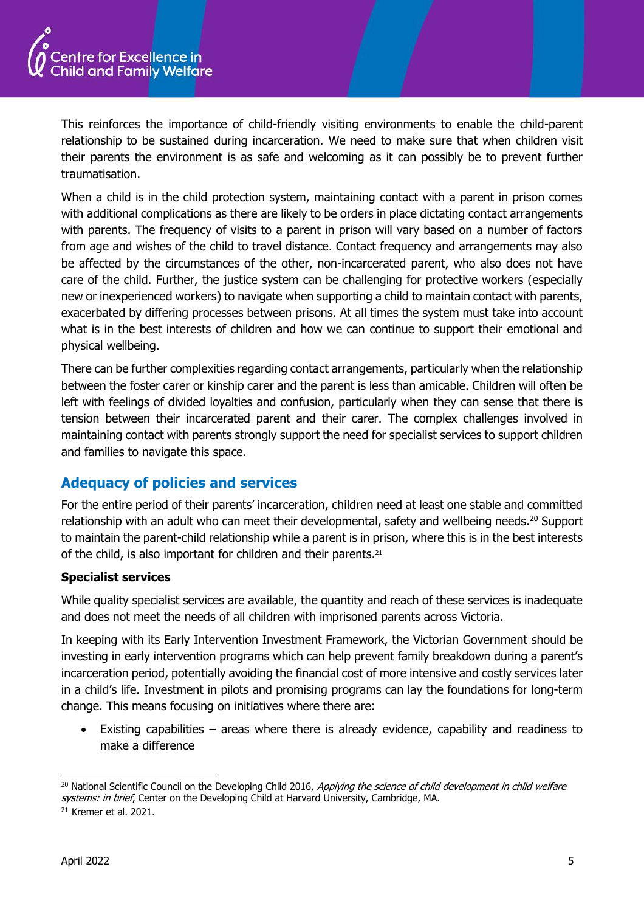This reinforces the importance of child-friendly visiting environments to enable the child-parent relationship to be sustained during incarceration. We need to make sure that when children visit their parents the environment is as safe and welcoming as it can possibly be to prevent further traumatisation.

When a child is in the child protection system, maintaining contact with a parent in prison comes with additional complications as there are likely to be orders in place dictating contact arrangements with parents. The frequency of visits to a parent in prison will vary based on a number of factors from age and wishes of the child to travel distance. Contact frequency and arrangements may also be affected by the circumstances of the other, non-incarcerated parent, who also does not have care of the child. Further, the justice system can be challenging for protective workers (especially new or inexperienced workers) to navigate when supporting a child to maintain contact with parents, exacerbated by differing processes between prisons. At all times the system must take into account what is in the best interests of children and how we can continue to support their emotional and physical wellbeing.

There can be further complexities regarding contact arrangements, particularly when the relationship between the foster carer or kinship carer and the parent is less than amicable. Children will often be left with feelings of divided loyalties and confusion, particularly when they can sense that there is tension between their incarcerated parent and their carer. The complex challenges involved in maintaining contact with parents strongly support the need for specialist services to support children and families to navigate this space.

## Adequacy of policies and services

For the entire period of their parents' incarceration, children need at least one stable and committed relationship with an adult who can meet their developmental, safety and wellbeing needs.[20] Support to maintain the parent-child relationship while a parent is in prison, where this is in the best interests of the child, is also important for children and their parents.[21]

**Specialist services**

While quality specialist services are available, the quantity and reach of these services is inadequate and does not meet the needs of all children with imprisoned parents across Victoria.

In keeping with its Early Intervention Investment Framework, the Victorian Government should be investing in early intervention programs which can help prevent family breakdown during a parent's incarceration period, potentially avoiding the financial cost of more intensive and costly services later in a child's life. Investment in pilots and promising programs can lay the foundations for long-term change. This means focusing on initiatives where there are:

- Existing capabilities – areas where there is already evidence, capability and readiness to make a difference

---

[20] National Scientific Council on the Developing Child 2016, *Applying the science of child development in child welfare systems: in brief*, Center on the Developing Child at Harvard University, Cambridge, MA.

[21] Kremer et al. 2021.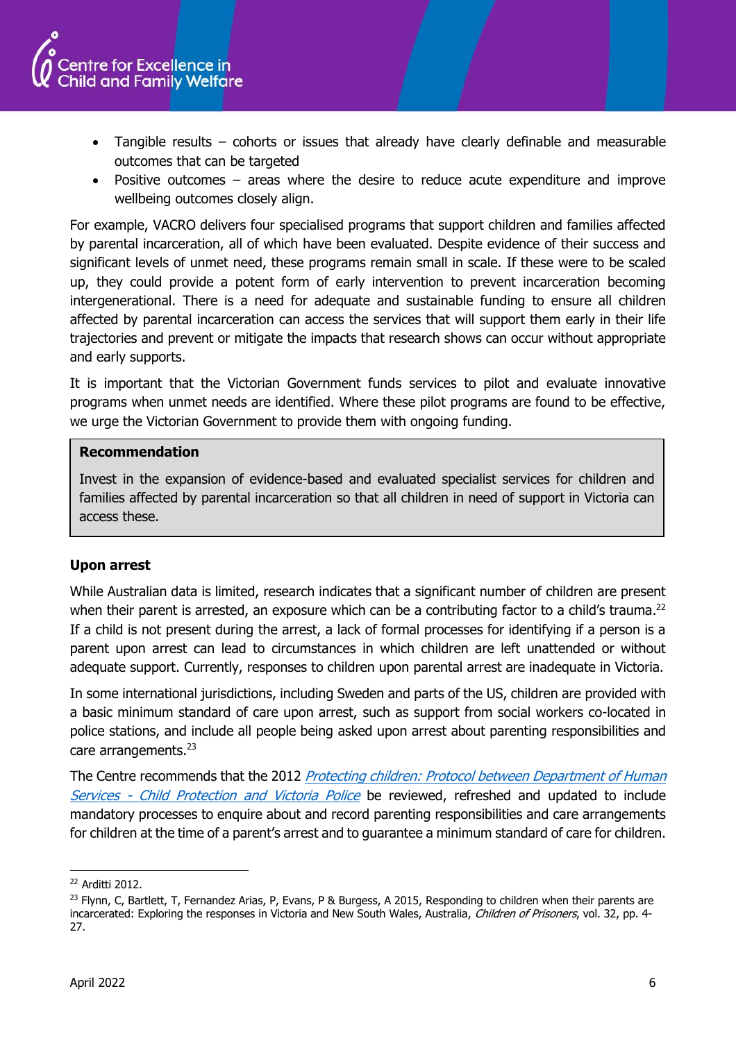- Tangible results – cohorts or issues that already have clearly definable and measurable outcomes that can be targeted
- Positive outcomes – areas where the desire to reduce acute expenditure and improve wellbeing outcomes closely align.

For example, VACRO delivers four specialised programs that support children and families affected by parental incarceration, all of which have been evaluated. Despite evidence of their success and significant levels of unmet need, these programs remain small in scale. If these were to be scaled up, they could provide a potent form of early intervention to prevent incarceration becoming intergenerational. There is a need for adequate and sustainable funding to ensure all children affected by parental incarceration can access the services that will support them early in their life trajectories and prevent or mitigate the impacts that research shows can occur without appropriate and early supports.

It is important that the Victorian Government funds services to pilot and evaluate innovative programs when unmet needs are identified. Where these pilot programs are found to be effective, we urge the Victorian Government to provide them with ongoing funding.

> **Recommendation**
>
> Invest in the expansion of evidence-based and evaluated specialist services for children and families affected by parental incarceration so that all children in need of support in Victoria can access these.

**Upon arrest**

While Australian data is limited, research indicates that a significant number of children are present when their parent is arrested, an exposure which can be a contributing factor to a child's trauma.[22] If a child is not present during the arrest, a lack of formal processes for identifying if a person is a parent upon arrest can lead to circumstances in which children are left unattended or without adequate support. Currently, responses to children upon parental arrest are inadequate in Victoria.

In some international jurisdictions, including Sweden and parts of the US, children are provided with a basic minimum standard of care upon arrest, such as support from social workers co-located in police stations, and include all people being asked upon arrest about parenting responsibilities and care arrangements.[23]

The Centre recommends that the 2012 *Protecting children: Protocol between Department of Human Services - Child Protection and Victoria Police* be reviewed, refreshed and updated to include mandatory processes to enquire about and record parenting responsibilities and care arrangements for children at the time of a parent's arrest and to guarantee a minimum standard of care for children.

---

[22] Arditti 2012.

[23] Flynn, C, Bartlett, T, Fernandez Arias, P, Evans, P & Burgess, A 2015, Responding to children when their parents are incarcerated: Exploring the responses in Victoria and New South Wales, Australia, *Children of Prisoners*, vol. 32, pp. 4-27.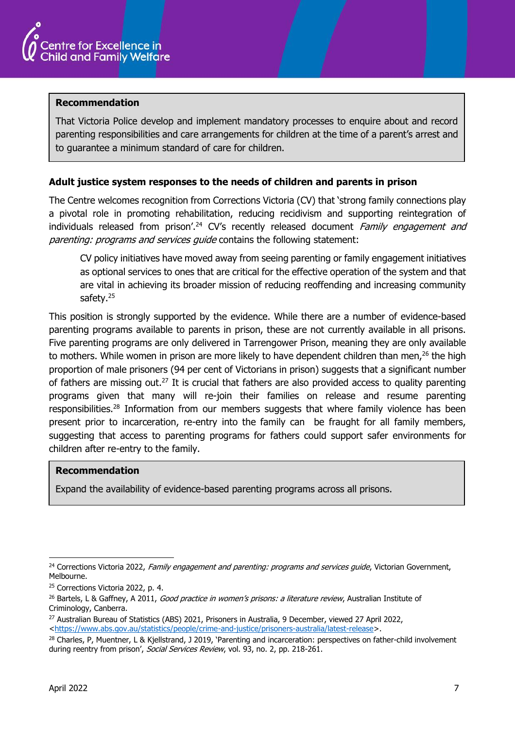**Recommendation**

That Victoria Police develop and implement mandatory processes to enquire about and record parenting responsibilities and care arrangements for children at the time of a parent's arrest and to guarantee a minimum standard of care for children.

**Adult justice system responses to the needs of children and parents in prison**

The Centre welcomes recognition from Corrections Victoria (CV) that 'strong family connections play a pivotal role in promoting rehabilitation, reducing recidivism and supporting reintegration of individuals released from prison'.[24] CV's recently released document *Family engagement and parenting: programs and services guide* contains the following statement:

> CV policy initiatives have moved away from seeing parenting or family engagement initiatives as optional services to ones that are critical for the effective operation of the system and that are vital in achieving its broader mission of reducing reoffending and increasing community safety.[25]

This position is strongly supported by the evidence. While there are a number of evidence-based parenting programs available to parents in prison, these are not currently available in all prisons. Five parenting programs are only delivered in Tarrengower Prison, meaning they are only available to mothers. While women in prison are more likely to have dependent children than men,[26] the high proportion of male prisoners (94 per cent of Victorians in prison) suggests that a significant number of fathers are missing out.[27] It is crucial that fathers are also provided access to quality parenting programs given that many will re-join their families on release and resume parenting responsibilities.[28] Information from our members suggests that where family violence has been present prior to incarceration, re-entry into the family can be fraught for all family members, suggesting that access to parenting programs for fathers could support safer environments for children after re-entry to the family.

**Recommendation**

Expand the availability of evidence-based parenting programs across all prisons.

---

[24] Corrections Victoria 2022, *Family engagement and parenting: programs and services guide*, Victorian Government, Melbourne.

[25] Corrections Victoria 2022, p. 4.

[26] Bartels, L & Gaffney, A 2011, *Good practice in women's prisons: a literature review*, Australian Institute of Criminology, Canberra.

[27] Australian Bureau of Statistics (ABS) 2021, Prisoners in Australia, 9 December, viewed 27 April 2022, <https://www.abs.gov.au/statistics/people/crime-and-justice/prisoners-australia/latest-release>.

[28] Charles, P, Muentner, L & Kjellstrand, J 2019, 'Parenting and incarceration: perspectives on father-child involvement during reentry from prison', *Social Services Review*, vol. 93, no. 2, pp. 218-261.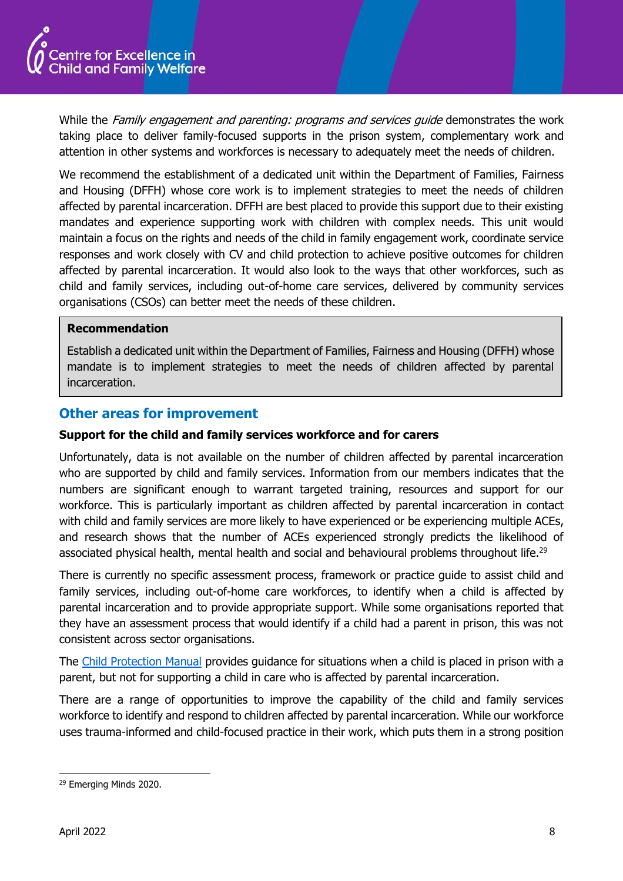While the *Family engagement and parenting: programs and services guide* demonstrates the work taking place to deliver family-focused supports in the prison system, complementary work and attention in other systems and workforces is necessary to adequately meet the needs of children.

We recommend the establishment of a dedicated unit within the Department of Families, Fairness and Housing (DFFH) whose core work is to implement strategies to meet the needs of children affected by parental incarceration. DFFH are best placed to provide this support due to their existing mandates and experience supporting work with children with complex needs. This unit would maintain a focus on the rights and needs of the child in family engagement work, coordinate service responses and work closely with CV and child protection to achieve positive outcomes for children affected by parental incarceration. It would also look to the ways that other workforces, such as child and family services, including out-of-home care services, delivered by community services organisations (CSOs) can better meet the needs of these children.

> **Recommendation**
>
> Establish a dedicated unit within the Department of Families, Fairness and Housing (DFFH) whose mandate is to implement strategies to meet the needs of children affected by parental incarceration.

## Other areas for improvement

### Support for the child and family services workforce and for carers

Unfortunately, data is not available on the number of children affected by parental incarceration who are supported by child and family services. Information from our members indicates that the numbers are significant enough to warrant targeted training, resources and support for our workforce. This is particularly important as children affected by parental incarceration in contact with child and family services are more likely to have experienced or be experiencing multiple ACEs, and research shows that the number of ACEs experienced strongly predicts the likelihood of associated physical health, mental health and social and behavioural problems throughout life.[29]

There is currently no specific assessment process, framework or practice guide to assist child and family services, including out-of-home care workforces, to identify when a child is affected by parental incarceration and to provide appropriate support. While some organisations reported that they have an assessment process that would identify if a child had a parent in prison, this was not consistent across sector organisations.

The Child Protection Manual provides guidance for situations when a child is placed in prison with a parent, but not for supporting a child in care who is affected by parental incarceration.

There are a range of opportunities to improve the capability of the child and family services workforce to identify and respond to children affected by parental incarceration. While our workforce uses trauma-informed and child-focused practice in their work, which puts them in a strong position

---

[29] Emerging Minds 2020.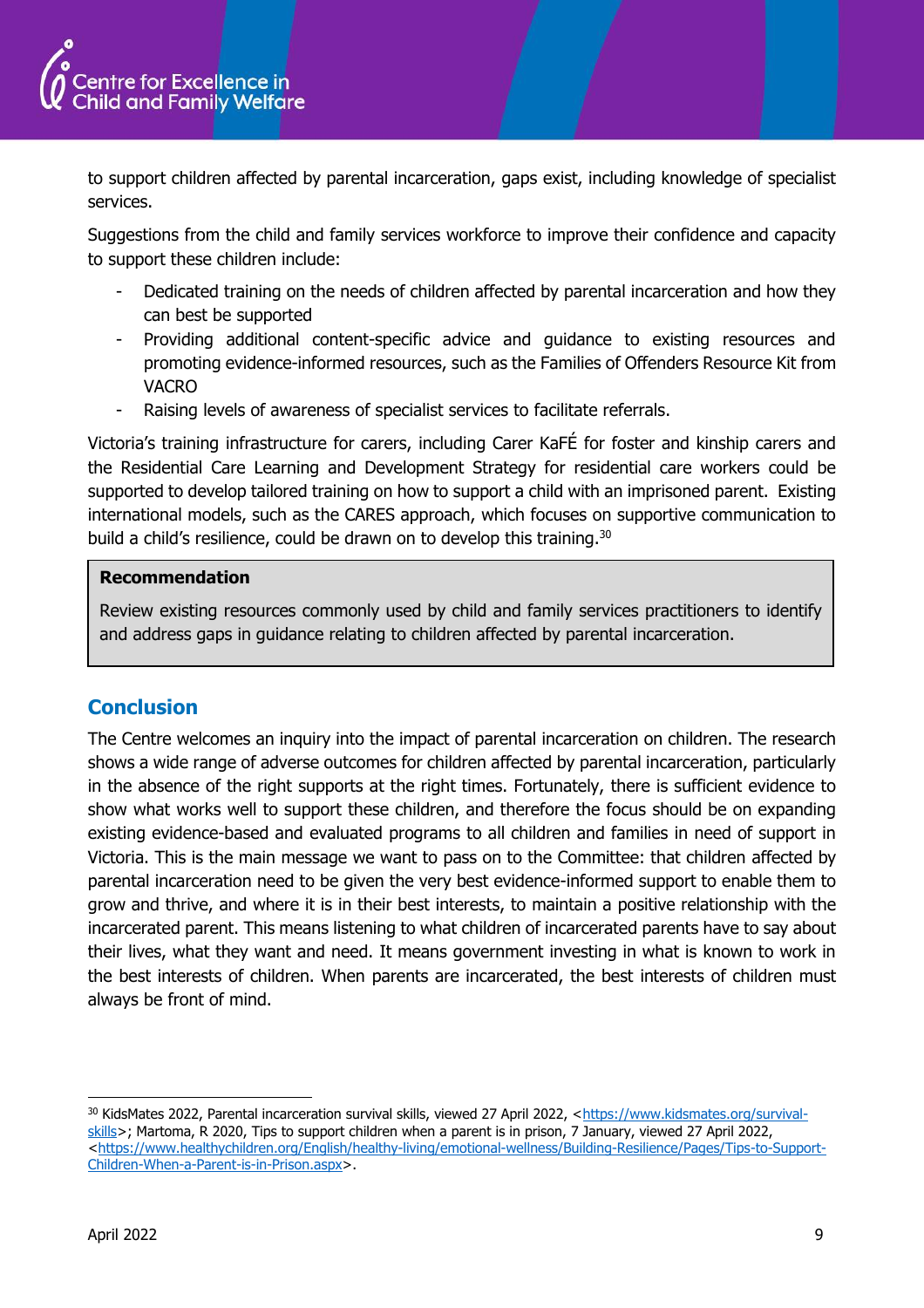to support children affected by parental incarceration, gaps exist, including knowledge of specialist services.

Suggestions from the child and family services workforce to improve their confidence and capacity to support these children include:

- Dedicated training on the needs of children affected by parental incarceration and how they can best be supported
- Providing additional content-specific advice and guidance to existing resources and promoting evidence-informed resources, such as the Families of Offenders Resource Kit from VACRO
- Raising levels of awareness of specialist services to facilitate referrals.

Victoria's training infrastructure for carers, including Carer KaFÉ for foster and kinship carers and the Residential Care Learning and Development Strategy for residential care workers could be supported to develop tailored training on how to support a child with an imprisoned parent. Existing international models, such as the CARES approach, which focuses on supportive communication to build a child's resilience, could be drawn on to develop this training.[30]

> **Recommendation**
>
> Review existing resources commonly used by child and family services practitioners to identify and address gaps in guidance relating to children affected by parental incarceration.

## Conclusion

The Centre welcomes an inquiry into the impact of parental incarceration on children. The research shows a wide range of adverse outcomes for children affected by parental incarceration, particularly in the absence of the right supports at the right times. Fortunately, there is sufficient evidence to show what works well to support these children, and therefore the focus should be on expanding existing evidence-based and evaluated programs to all children and families in need of support in Victoria. This is the main message we want to pass on to the Committee: that children affected by parental incarceration need to be given the very best evidence-informed support to enable them to grow and thrive, and where it is in their best interests, to maintain a positive relationship with the incarcerated parent. This means listening to what children of incarcerated parents have to say about their lives, what they want and need. It means government investing in what is known to work in the best interests of children. When parents are incarcerated, the best interests of children must always be front of mind.

[30] KidsMates 2022, Parental incarceration survival skills, viewed 27 April 2022, <https://www.kidsmates.org/survival-skills>; Martoma, R 2020, Tips to support children when a parent is in prison, 7 January, viewed 27 April 2022, <https://www.healthychildren.org/English/healthy-living/emotional-wellness/Building-Resilience/Pages/Tips-to-Support-Children-When-a-Parent-is-in-Prison.aspx>.